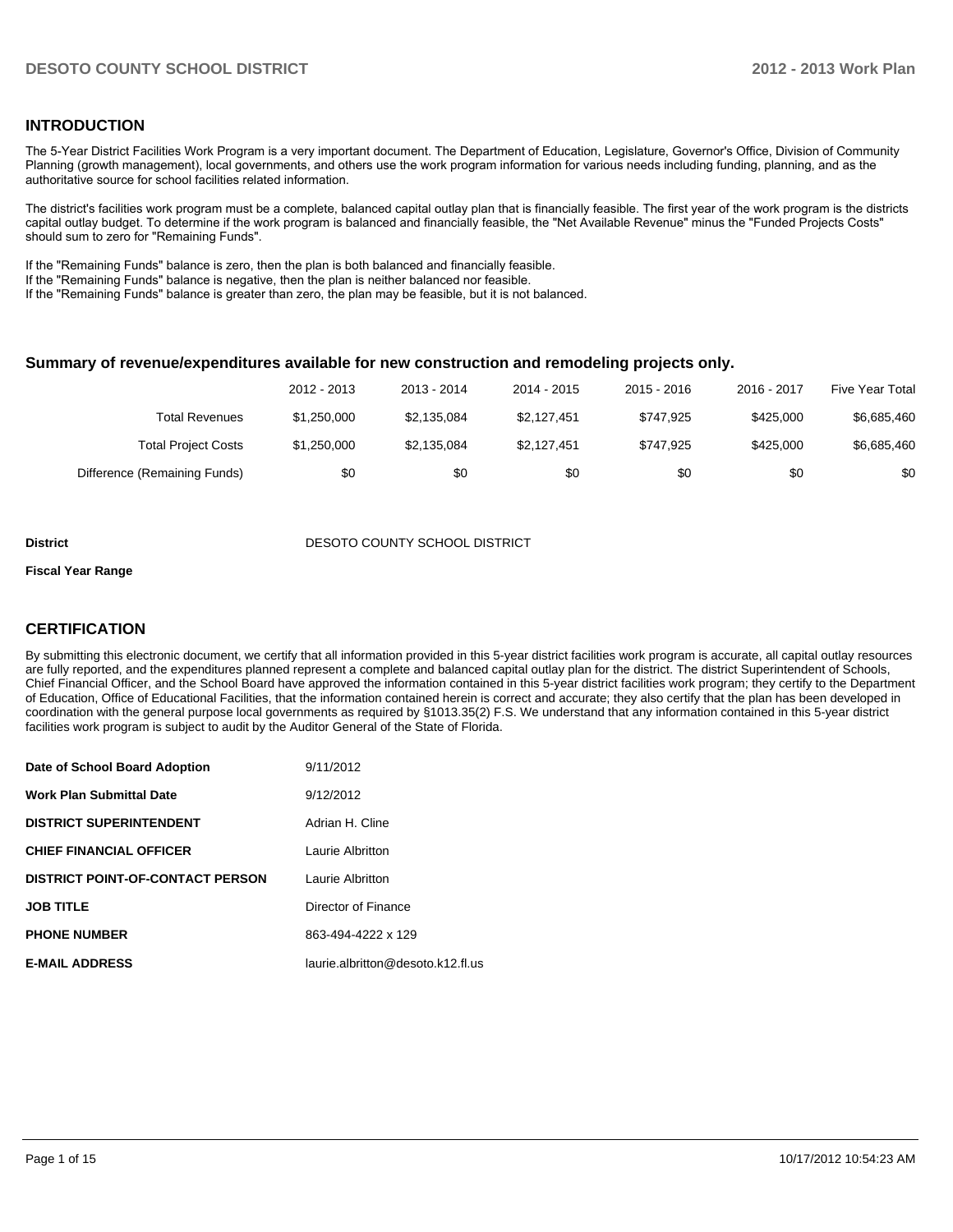## INTRODUCTION

The 5-Year District Facilities Work Program is a very important document. The Department of Education, Legislature, Governor's Office, Division of Community Planning (growth management), local governments, and others use the work program information for various needs including funding, planning, and as the authoritative source for school facilities related information.

The district's facilities work program must be a complete, balanced capital outlay plan that is financially feasible. The first year of the work program is the districts capital outlay budget. To determine if the work program is balanced and financially feasible, the "Net Available Revenue" minus the "Funded Projects Costs" should sum to zero for "Remaining Funds".

If the "Remaining Funds" balance is zero, then the plan is both balanced and financially feasible.
If the "Remaining Funds" balance is negative, then the plan is neither balanced nor feasible.
If the "Remaining Funds" balance is greater than zero, the plan may be feasible, but it is not balanced.

### Summary of revenue/expenditures available for new construction and remodeling projects only.

| | 2012 - 2013 | 2013 - 2014 | 2014 - 2015 | 2015 - 2016 | 2016 - 2017 | Five Year Total |
|---|---|---|---|---|---|---|
| Total Revenues | $1,250,000 | $2,135,084 | $2,127,451 | $747,925 | $425,000 | $6,685,460 |
| Total Project Costs | $1,250,000 | $2,135,084 | $2,127,451 | $747,925 | $425,000 | $6,685,460 |
| Difference (Remaining Funds) | $0 | $0 | $0 | $0 | $0 | $0 |

**District** DESOTO COUNTY SCHOOL DISTRICT

**Fiscal Year Range**

## CERTIFICATION

By submitting this electronic document, we certify that all information provided in this 5-year district facilities work program is accurate, all capital outlay resources are fully reported, and the expenditures planned represent a complete and balanced capital outlay plan for the district. The district Superintendent of Schools, Chief Financial Officer, and the School Board have approved the information contained in this 5-year district facilities work program; they certify to the Department of Education, Office of Educational Facilities, that the information contained herein is correct and accurate; they also certify that the plan has been developed in coordination with the general purpose local governments as required by §1013.35(2) F.S. We understand that any information contained in this 5-year district facilities work program is subject to audit by the Auditor General of the State of Florida.

| | |
|---|---|
| **Date of School Board Adoption** | 9/11/2012 |
| **Work Plan Submittal Date** | 9/12/2012 |
| **DISTRICT SUPERINTENDENT** | Adrian H. Cline |
| **CHIEF FINANCIAL OFFICER** | Laurie Albritton |
| **DISTRICT POINT-OF-CONTACT PERSON** | Laurie Albritton |
| **JOB TITLE** | Director of Finance |
| **PHONE NUMBER** | 863-494-4222 x 129 |
| **E-MAIL ADDRESS** | laurie.albritton@desoto.k12.fl.us |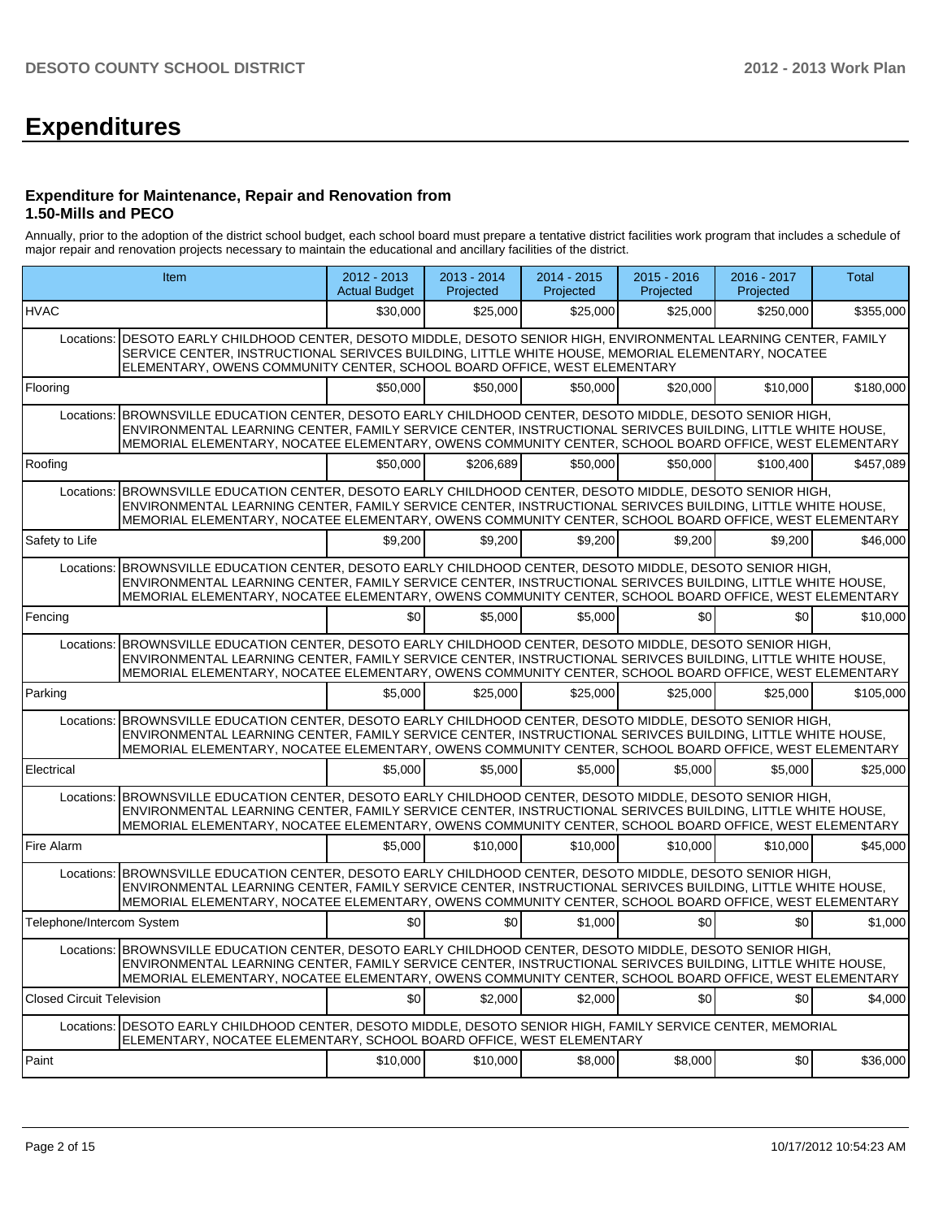# Expenditures

### Expenditure for Maintenance, Repair and Renovation from 1.50-Mills and PECO

Annually, prior to the adoption of the district school budget, each school board must prepare a tentative district facilities work program that includes a schedule of major repair and renovation projects necessary to maintain the educational and ancillary facilities of the district.

| Item | 2012 - 2013 Actual Budget | 2013 - 2014 Projected | 2014 - 2015 Projected | 2015 - 2016 Projected | 2016 - 2017 Projected | Total |
|---|---|---|---|---|---|---|
| HVAC | $30,000 | $25,000 | $25,000 | $25,000 | $250,000 | $355,000 |
| Locations: DESOTO EARLY CHILDHOOD CENTER, DESOTO MIDDLE, DESOTO SENIOR HIGH, ENVIRONMENTAL LEARNING CENTER, FAMILY SERVICE CENTER, INSTRUCTIONAL SERIVCES BUILDING, LITTLE WHITE HOUSE, MEMORIAL ELEMENTARY, NOCATEE ELEMENTARY, OWENS COMMUNITY CENTER, SCHOOL BOARD OFFICE, WEST ELEMENTARY | | | | | | |
| Flooring | $50,000 | $50,000 | $50,000 | $20,000 | $10,000 | $180,000 |
| Locations: BROWNSVILLE EDUCATION CENTER, DESOTO EARLY CHILDHOOD CENTER, DESOTO MIDDLE, DESOTO SENIOR HIGH, ENVIRONMENTAL LEARNING CENTER, FAMILY SERVICE CENTER, INSTRUCTIONAL SERIVCES BUILDING, LITTLE WHITE HOUSE, MEMORIAL ELEMENTARY, NOCATEE ELEMENTARY, OWENS COMMUNITY CENTER, SCHOOL BOARD OFFICE, WEST ELEMENTARY | | | | | | |
| Roofing | $50,000 | $206,689 | $50,000 | $50,000 | $100,400 | $457,089 |
| Locations: BROWNSVILLE EDUCATION CENTER, DESOTO EARLY CHILDHOOD CENTER, DESOTO MIDDLE, DESOTO SENIOR HIGH, ENVIRONMENTAL LEARNING CENTER, FAMILY SERVICE CENTER, INSTRUCTIONAL SERIVCES BUILDING, LITTLE WHITE HOUSE, MEMORIAL ELEMENTARY, NOCATEE ELEMENTARY, OWENS COMMUNITY CENTER, SCHOOL BOARD OFFICE, WEST ELEMENTARY | | | | | | |
| Safety to Life | $9,200 | $9,200 | $9,200 | $9,200 | $9,200 | $46,000 |
| Locations: BROWNSVILLE EDUCATION CENTER, DESOTO EARLY CHILDHOOD CENTER, DESOTO MIDDLE, DESOTO SENIOR HIGH, ENVIRONMENTAL LEARNING CENTER, FAMILY SERVICE CENTER, INSTRUCTIONAL SERIVCES BUILDING, LITTLE WHITE HOUSE, MEMORIAL ELEMENTARY, NOCATEE ELEMENTARY, OWENS COMMUNITY CENTER, SCHOOL BOARD OFFICE, WEST ELEMENTARY | | | | | | |
| Fencing | $0 | $5,000 | $5,000 | $0 | $0 | $10,000 |
| Locations: BROWNSVILLE EDUCATION CENTER, DESOTO EARLY CHILDHOOD CENTER, DESOTO MIDDLE, DESOTO SENIOR HIGH, ENVIRONMENTAL LEARNING CENTER, FAMILY SERVICE CENTER, INSTRUCTIONAL SERIVCES BUILDING, LITTLE WHITE HOUSE, MEMORIAL ELEMENTARY, NOCATEE ELEMENTARY, OWENS COMMUNITY CENTER, SCHOOL BOARD OFFICE, WEST ELEMENTARY | | | | | | |
| Parking | $5,000 | $25,000 | $25,000 | $25,000 | $25,000 | $105,000 |
| Locations: BROWNSVILLE EDUCATION CENTER, DESOTO EARLY CHILDHOOD CENTER, DESOTO MIDDLE, DESOTO SENIOR HIGH, ENVIRONMENTAL LEARNING CENTER, FAMILY SERVICE CENTER, INSTRUCTIONAL SERIVCES BUILDING, LITTLE WHITE HOUSE, MEMORIAL ELEMENTARY, NOCATEE ELEMENTARY, OWENS COMMUNITY CENTER, SCHOOL BOARD OFFICE, WEST ELEMENTARY | | | | | | |
| Electrical | $5,000 | $5,000 | $5,000 | $5,000 | $5,000 | $25,000 |
| Locations: BROWNSVILLE EDUCATION CENTER, DESOTO EARLY CHILDHOOD CENTER, DESOTO MIDDLE, DESOTO SENIOR HIGH, ENVIRONMENTAL LEARNING CENTER, FAMILY SERVICE CENTER, INSTRUCTIONAL SERIVCES BUILDING, LITTLE WHITE HOUSE, MEMORIAL ELEMENTARY, NOCATEE ELEMENTARY, OWENS COMMUNITY CENTER, SCHOOL BOARD OFFICE, WEST ELEMENTARY | | | | | | |
| Fire Alarm | $5,000 | $10,000 | $10,000 | $10,000 | $10,000 | $45,000 |
| Locations: BROWNSVILLE EDUCATION CENTER, DESOTO EARLY CHILDHOOD CENTER, DESOTO MIDDLE, DESOTO SENIOR HIGH, ENVIRONMENTAL LEARNING CENTER, FAMILY SERVICE CENTER, INSTRUCTIONAL SERIVCES BUILDING, LITTLE WHITE HOUSE, MEMORIAL ELEMENTARY, NOCATEE ELEMENTARY, OWENS COMMUNITY CENTER, SCHOOL BOARD OFFICE, WEST ELEMENTARY | | | | | | |
| Telephone/Intercom System | $0 | $0 | $1,000 | $0 | $0 | $1,000 |
| Locations: BROWNSVILLE EDUCATION CENTER, DESOTO EARLY CHILDHOOD CENTER, DESOTO MIDDLE, DESOTO SENIOR HIGH, ENVIRONMENTAL LEARNING CENTER, FAMILY SERVICE CENTER, INSTRUCTIONAL SERIVCES BUILDING, LITTLE WHITE HOUSE, MEMORIAL ELEMENTARY, NOCATEE ELEMENTARY, OWENS COMMUNITY CENTER, SCHOOL BOARD OFFICE, WEST ELEMENTARY | | | | | | |
| Closed Circuit Television | $0 | $2,000 | $2,000 | $0 | $0 | $4,000 |
| Locations: DESOTO EARLY CHILDHOOD CENTER, DESOTO MIDDLE, DESOTO SENIOR HIGH, FAMILY SERVICE CENTER, MEMORIAL ELEMENTARY, NOCATEE ELEMENTARY, SCHOOL BOARD OFFICE, WEST ELEMENTARY | | | | | | |
| Paint | $10,000 | $10,000 | $8,000 | $8,000 | $0 | $36,000 |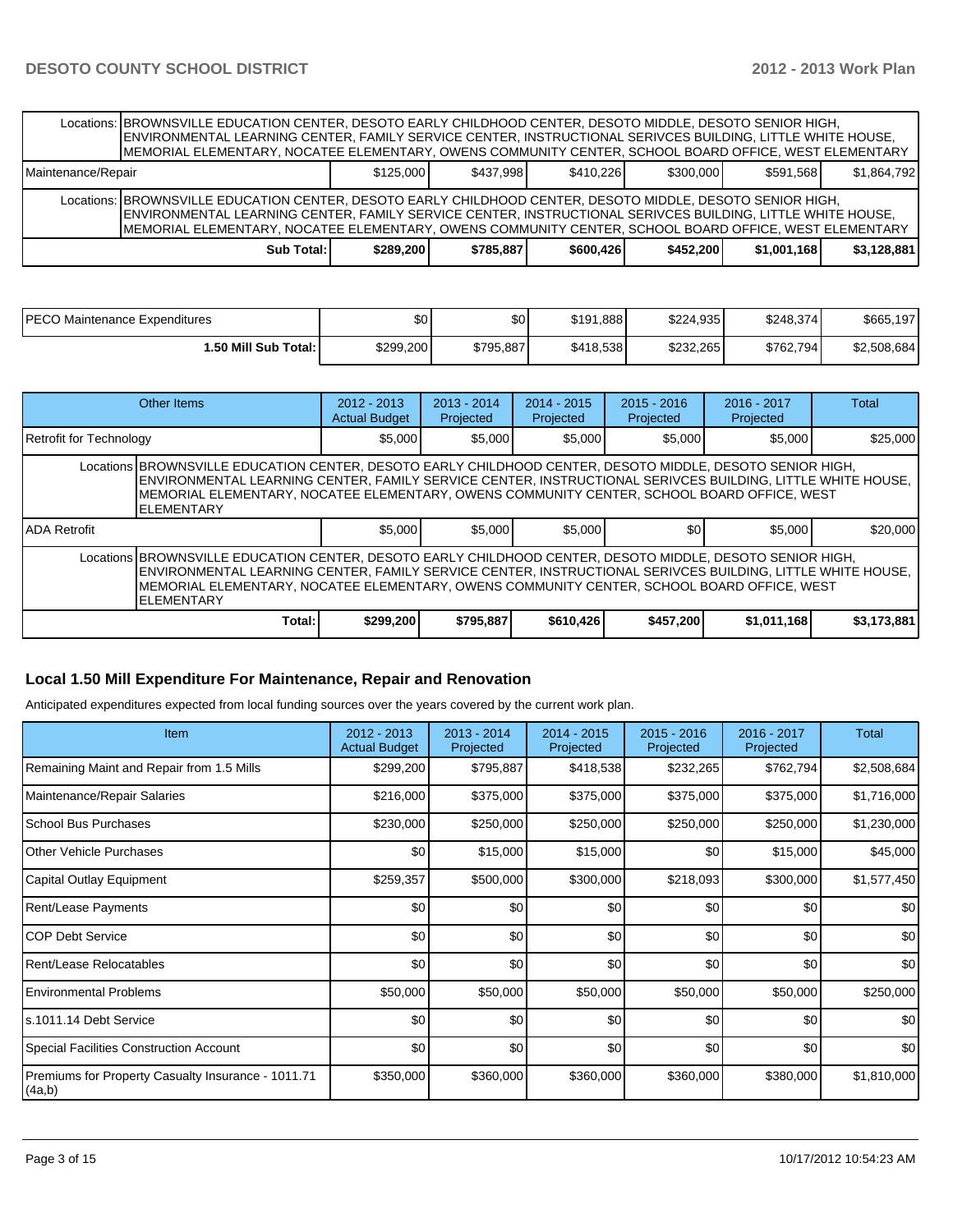| | | | | | | |
|---|---|---|---|---|---|---|
| Locations: | BROWNSVILLE EDUCATION CENTER, DESOTO EARLY CHILDHOOD CENTER, DESOTO MIDDLE, DESOTO SENIOR HIGH, ENVIRONMENTAL LEARNING CENTER, FAMILY SERVICE CENTER, INSTRUCTIONAL SERIVCES BUILDING, LITTLE WHITE HOUSE, MEMORIAL ELEMENTARY, NOCATEE ELEMENTARY, OWENS COMMUNITY CENTER, SCHOOL BOARD OFFICE, WEST ELEMENTARY | | | | | |
| Maintenance/Repair | $125,000 | $437,998 | $410,226 | $300,000 | $591,568 | $1,864,792 |
| Locations: | BROWNSVILLE EDUCATION CENTER, DESOTO EARLY CHILDHOOD CENTER, DESOTO MIDDLE, DESOTO SENIOR HIGH, ENVIRONMENTAL LEARNING CENTER, FAMILY SERVICE CENTER, INSTRUCTIONAL SERIVCES BUILDING, LITTLE WHITE HOUSE, MEMORIAL ELEMENTARY, NOCATEE ELEMENTARY, OWENS COMMUNITY CENTER, SCHOOL BOARD OFFICE, WEST ELEMENTARY | | | | | |
| **Sub Total:** | **$289,200** | **$785,887** | **$600,426** | **$452,200** | **$1,001,168** | **$3,128,881** |

| | | | | | | |
|---|---|---|---|---|---|---|
| PECO Maintenance Expenditures | $0 | $0 | $191,888 | $224,935 | $248,374 | $665,197 |
| **1.50 Mill Sub Total:** | $299,200 | $795,887 | $418,538 | $232,265 | $762,794 | $2,508,684 |

| Other Items | 2012 - 2013 Actual Budget | 2013 - 2014 Projected | 2014 - 2015 Projected | 2015 - 2016 Projected | 2016 - 2017 Projected | Total |
|---|---|---|---|---|---|---|
| Retrofit for Technology | $5,000 | $5,000 | $5,000 | $5,000 | $5,000 | $25,000 |
| Locations: BROWNSVILLE EDUCATION CENTER, DESOTO EARLY CHILDHOOD CENTER, DESOTO MIDDLE, DESOTO SENIOR HIGH, ENVIRONMENTAL LEARNING CENTER, FAMILY SERVICE CENTER, INSTRUCTIONAL SERIVCES BUILDING, LITTLE WHITE HOUSE, MEMORIAL ELEMENTARY, NOCATEE ELEMENTARY, OWENS COMMUNITY CENTER, SCHOOL BOARD OFFICE, WEST ELEMENTARY | | | | | | |
| ADA Retrofit | $5,000 | $5,000 | $5,000 | $0 | $5,000 | $20,000 |
| Locations: BROWNSVILLE EDUCATION CENTER, DESOTO EARLY CHILDHOOD CENTER, DESOTO MIDDLE, DESOTO SENIOR HIGH, ENVIRONMENTAL LEARNING CENTER, FAMILY SERVICE CENTER, INSTRUCTIONAL SERIVCES BUILDING, LITTLE WHITE HOUSE, MEMORIAL ELEMENTARY, NOCATEE ELEMENTARY, OWENS COMMUNITY CENTER, SCHOOL BOARD OFFICE, WEST ELEMENTARY | | | | | | |
| **Total:** | **$299,200** | **$795,887** | **$610,426** | **$457,200** | **$1,011,168** | **$3,173,881** |

## Local 1.50 Mill Expenditure For Maintenance, Repair and Renovation

Anticipated expenditures expected from local funding sources over the years covered by the current work plan.

| Item | 2012 - 2013 Actual Budget | 2013 - 2014 Projected | 2014 - 2015 Projected | 2015 - 2016 Projected | 2016 - 2017 Projected | Total |
|---|---|---|---|---|---|---|
| Remaining Maint and Repair from 1.5 Mills | $299,200 | $795,887 | $418,538 | $232,265 | $762,794 | $2,508,684 |
| Maintenance/Repair Salaries | $216,000 | $375,000 | $375,000 | $375,000 | $375,000 | $1,716,000 |
| School Bus Purchases | $230,000 | $250,000 | $250,000 | $250,000 | $250,000 | $1,230,000 |
| Other Vehicle Purchases | $0 | $15,000 | $15,000 | $0 | $15,000 | $45,000 |
| Capital Outlay Equipment | $259,357 | $500,000 | $300,000 | $218,093 | $300,000 | $1,577,450 |
| Rent/Lease Payments | $0 | $0 | $0 | $0 | $0 | $0 |
| COP Debt Service | $0 | $0 | $0 | $0 | $0 | $0 |
| Rent/Lease Relocatables | $0 | $0 | $0 | $0 | $0 | $0 |
| Environmental Problems | $50,000 | $50,000 | $50,000 | $50,000 | $50,000 | $250,000 |
| s.1011.14 Debt Service | $0 | $0 | $0 | $0 | $0 | $0 |
| Special Facilities Construction Account | $0 | $0 | $0 | $0 | $0 | $0 |
| Premiums for Property Casualty Insurance - 1011.71 (4a,b) | $350,000 | $360,000 | $360,000 | $360,000 | $380,000 | $1,810,000 |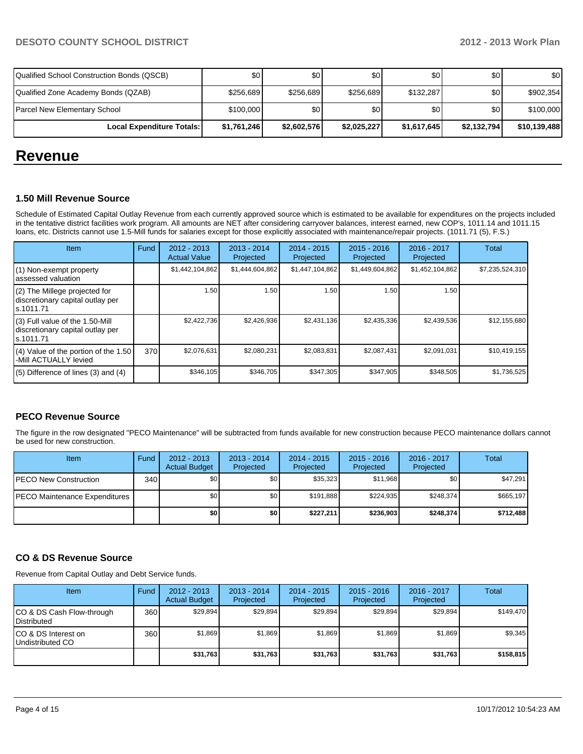| Qualified School Construction Bonds (QSCB) | $0 | $0 | $0 | $0 | $0 | $0 |
|---|---|---|---|---|---|---|
| Qualified Zone Academy Bonds (QZAB) | $256,689 | $256,689 | $256,689 | $132,287 | $0 | $902,354 |
| Parcel New Elementary School | $100,000 | $0 | $0 | $0 | $0 | $100,000 |
| **Local Expenditure Totals:** | **$1,761,246** | **$2,602,576** | **$2,025,227** | **$1,617,645** | **$2,132,794** | **$10,139,488** |

# Revenue

### 1.50 Mill Revenue Source

Schedule of Estimated Capital Outlay Revenue from each currently approved source which is estimated to be available for expenditures on the projects included in the tentative district facilities work program. All amounts are NET after considering carryover balances, interest earned, new COP's, 1011.14 and 1011.15 loans, etc. Districts cannot use 1.5-Mill funds for salaries except for those explicitly associated with maintenance/repair projects. (1011.71 (5), F.S.)

| Item | Fund | 2012 - 2013 Actual Value | 2013 - 2014 Projected | 2014 - 2015 Projected | 2015 - 2016 Projected | 2016 - 2017 Projected | Total |
|---|---|---|---|---|---|---|---|
| (1) Non-exempt property assessed valuation | | $1,442,104,862 | $1,444,604,862 | $1,447,104,862 | $1,449,604,862 | $1,452,104,862 | $7,235,524,310 |
| (2) The Millege projected for discretionary capital outlay per s.1011.71 | | 1.50 | 1.50 | 1.50 | 1.50 | 1.50 | |
| (3) Full value of the 1.50-Mill discretionary capital outlay per s.1011.71 | | $2,422,736 | $2,426,936 | $2,431,136 | $2,435,336 | $2,439,536 | $12,155,680 |
| (4) Value of the portion of the 1.50 -Mill ACTUALLY levied | 370 | $2,076,631 | $2,080,231 | $2,083,831 | $2,087,431 | $2,091,031 | $10,419,155 |
| (5) Difference of lines (3) and (4) | | $346,105 | $346,705 | $347,305 | $347,905 | $348,505 | $1,736,525 |

### PECO Revenue Source

The figure in the row designated "PECO Maintenance" will be subtracted from funds available for new construction because PECO maintenance dollars cannot be used for new construction.

| Item | Fund | 2012 - 2013 Actual Budget | 2013 - 2014 Projected | 2014 - 2015 Projected | 2015 - 2016 Projected | 2016 - 2017 Projected | Total |
|---|---|---|---|---|---|---|---|
| PECO New Construction | 340 | $0 | $0 | $35,323 | $11,968 | $0 | $47,291 |
| PECO Maintenance Expenditures | | $0 | $0 | $191,888 | $224,935 | $248,374 | $665,197 |
| | | **$0** | **$0** | **$227,211** | **$236,903** | **$248,374** | **$712,488** |

### CO & DS Revenue Source

Revenue from Capital Outlay and Debt Service funds.

| Item | Fund | 2012 - 2013 Actual Budget | 2013 - 2014 Projected | 2014 - 2015 Projected | 2015 - 2016 Projected | 2016 - 2017 Projected | Total |
|---|---|---|---|---|---|---|---|
| CO & DS Cash Flow-through Distributed | 360 | $29,894 | $29,894 | $29,894 | $29,894 | $29,894 | $149,470 |
| CO & DS Interest on Undistributed CO | 360 | $1,869 | $1,869 | $1,869 | $1,869 | $1,869 | $9,345 |
| | | **$31,763** | **$31,763** | **$31,763** | **$31,763** | **$31,763** | **$158,815** |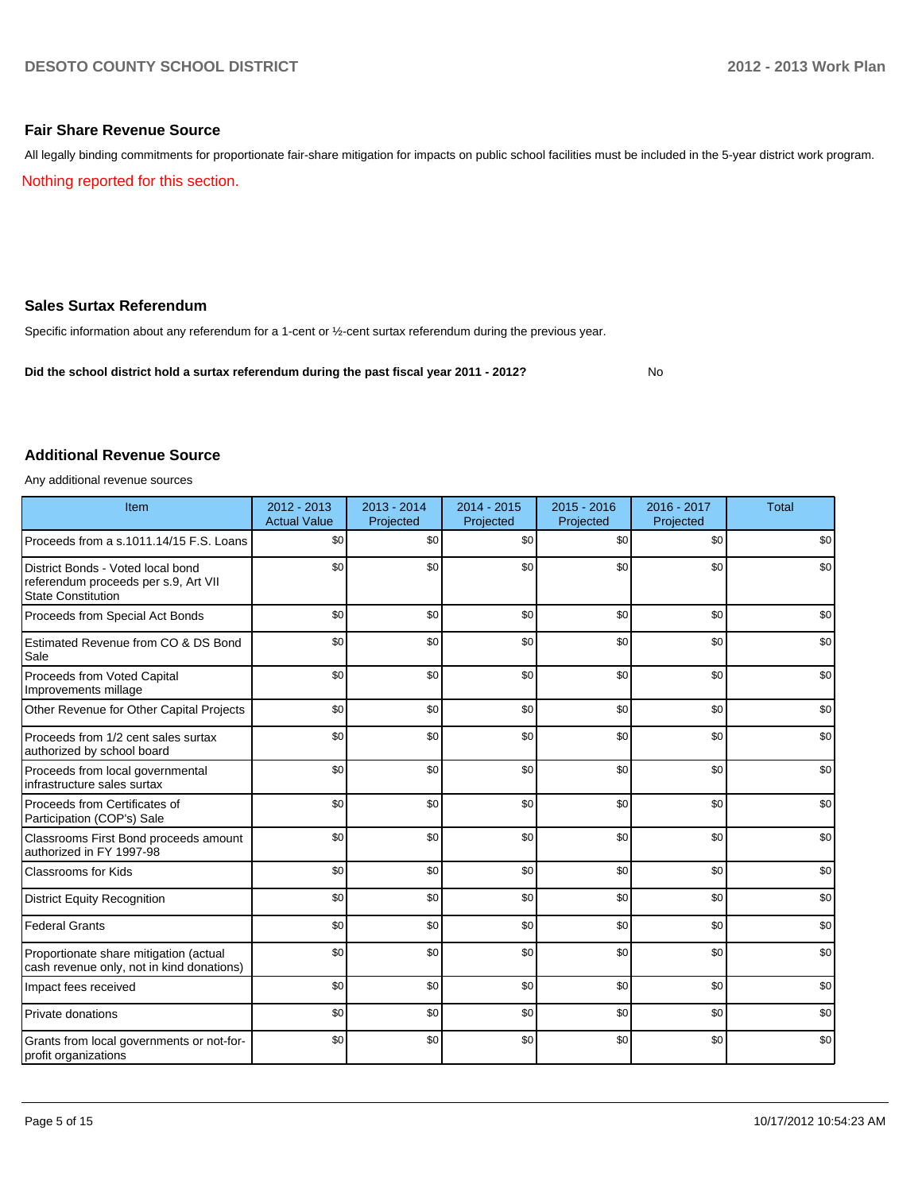## Fair Share Revenue Source

All legally binding commitments for proportionate fair-share mitigation for impacts on public school facilities must be included in the 5-year district work program.

Nothing reported for this section.

## Sales Surtax Referendum

Specific information about any referendum for a 1-cent or ½-cent surtax referendum during the previous year.

**Did the school district hold a surtax referendum during the past fiscal year 2011 - 2012?** No

## Additional Revenue Source

Any additional revenue sources

| Item | 2012 - 2013 Actual Value | 2013 - 2014 Projected | 2014 - 2015 Projected | 2015 - 2016 Projected | 2016 - 2017 Projected | Total |
|---|---|---|---|---|---|---|
| Proceeds from a s.1011.14/15 F.S. Loans | $0 | $0 | $0 | $0 | $0 | $0 |
| District Bonds - Voted local bond referendum proceeds per s.9, Art VII State Constitution | $0 | $0 | $0 | $0 | $0 | $0 |
| Proceeds from Special Act Bonds | $0 | $0 | $0 | $0 | $0 | $0 |
| Estimated Revenue from CO & DS Bond Sale | $0 | $0 | $0 | $0 | $0 | $0 |
| Proceeds from Voted Capital Improvements millage | $0 | $0 | $0 | $0 | $0 | $0 |
| Other Revenue for Other Capital Projects | $0 | $0 | $0 | $0 | $0 | $0 |
| Proceeds from 1/2 cent sales surtax authorized by school board | $0 | $0 | $0 | $0 | $0 | $0 |
| Proceeds from local governmental infrastructure sales surtax | $0 | $0 | $0 | $0 | $0 | $0 |
| Proceeds from Certificates of Participation (COP's) Sale | $0 | $0 | $0 | $0 | $0 | $0 |
| Classrooms First Bond proceeds amount authorized in FY 1997-98 | $0 | $0 | $0 | $0 | $0 | $0 |
| Classrooms for Kids | $0 | $0 | $0 | $0 | $0 | $0 |
| District Equity Recognition | $0 | $0 | $0 | $0 | $0 | $0 |
| Federal Grants | $0 | $0 | $0 | $0 | $0 | $0 |
| Proportionate share mitigation (actual cash revenue only, not in kind donations) | $0 | $0 | $0 | $0 | $0 | $0 |
| Impact fees received | $0 | $0 | $0 | $0 | $0 | $0 |
| Private donations | $0 | $0 | $0 | $0 | $0 | $0 |
| Grants from local governments or not-for-profit organizations | $0 | $0 | $0 | $0 | $0 | $0 |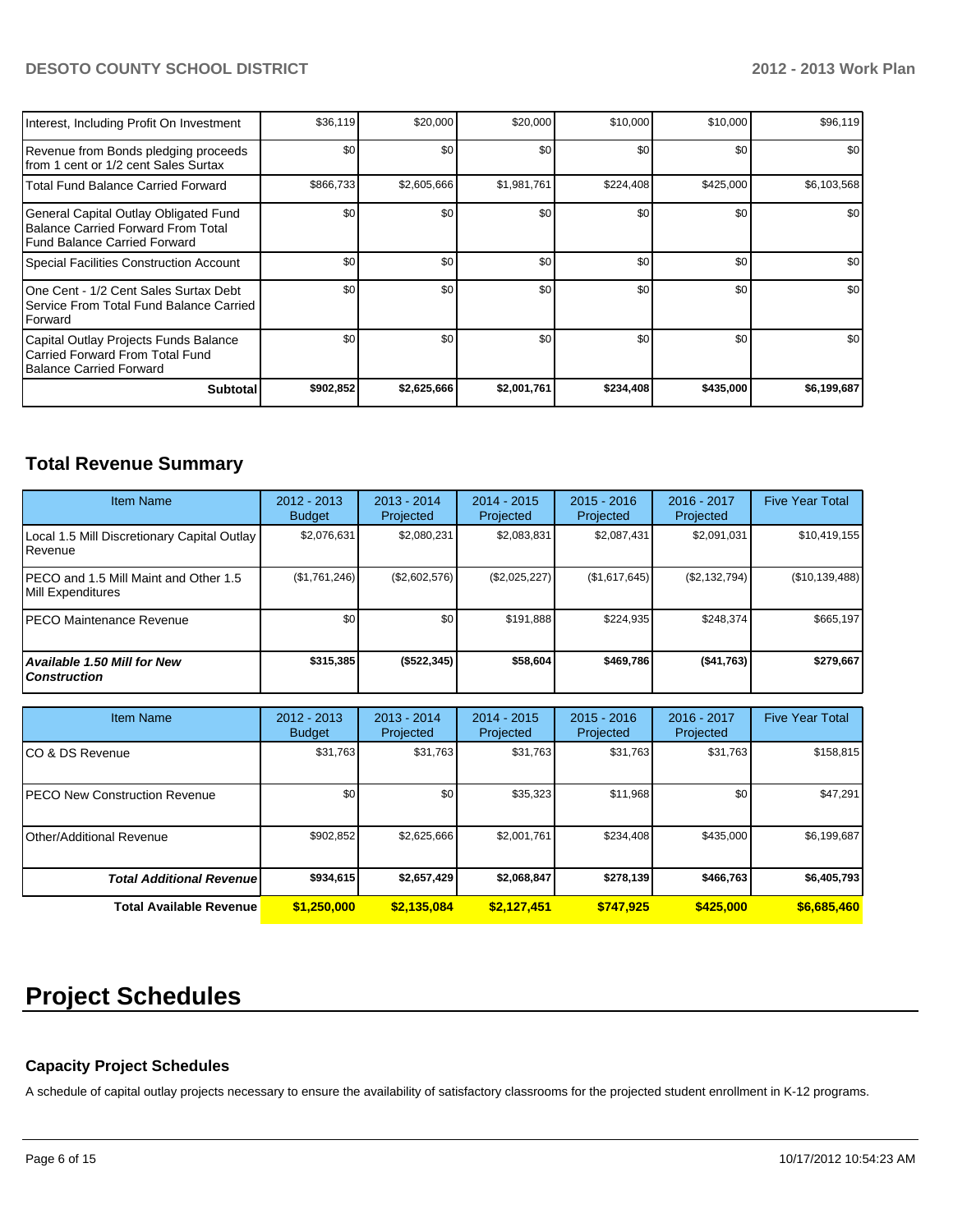| | | | | | | |
|---|---|---|---|---|---|---|
| Interest, Including Profit On Investment | $36,119 | $20,000 | $20,000 | $10,000 | $10,000 | $96,119 |
| Revenue from Bonds pledging proceeds from 1 cent or 1/2 cent Sales Surtax | $0 | $0 | $0 | $0 | $0 | $0 |
| Total Fund Balance Carried Forward | $866,733 | $2,605,666 | $1,981,761 | $224,408 | $425,000 | $6,103,568 |
| General Capital Outlay Obligated Fund Balance Carried Forward From Total Fund Balance Carried Forward | $0 | $0 | $0 | $0 | $0 | $0 |
| Special Facilities Construction Account | $0 | $0 | $0 | $0 | $0 | $0 |
| One Cent - 1/2 Cent Sales Surtax Debt Service From Total Fund Balance Carried Forward | $0 | $0 | $0 | $0 | $0 | $0 |
| Capital Outlay Projects Funds Balance Carried Forward From Total Fund Balance Carried Forward | $0 | $0 | $0 | $0 | $0 | $0 |
| **Subtotal** | **$902,852** | **$2,625,666** | **$2,001,761** | **$234,408** | **$435,000** | **$6,199,687** |

## Total Revenue Summary

| Item Name | 2012 - 2013 Budget | 2013 - 2014 Projected | 2014 - 2015 Projected | 2015 - 2016 Projected | 2016 - 2017 Projected | Five Year Total |
|---|---|---|---|---|---|---|
| Local 1.5 Mill Discretionary Capital Outlay Revenue | $2,076,631 | $2,080,231 | $2,083,831 | $2,087,431 | $2,091,031 | $10,419,155 |
| PECO and 1.5 Mill Maint and Other 1.5 Mill Expenditures | ($1,761,246) | ($2,602,576) | ($2,025,227) | ($1,617,645) | ($2,132,794) | ($10,139,488) |
| PECO Maintenance Revenue | $0 | $0 | $191,888 | $224,935 | $248,374 | $665,197 |
| ***Available 1.50 Mill for New Construction*** | **$315,385** | **($522,345)** | **$58,604** | **$469,786** | **($41,763)** | **$279,667** |

| Item Name | 2012 - 2013 Budget | 2013 - 2014 Projected | 2014 - 2015 Projected | 2015 - 2016 Projected | 2016 - 2017 Projected | Five Year Total |
|---|---|---|---|---|---|---|
| CO & DS Revenue | $31,763 | $31,763 | $31,763 | $31,763 | $31,763 | $158,815 |
| PECO New Construction Revenue | $0 | $0 | $35,323 | $11,968 | $0 | $47,291 |
| Other/Additional Revenue | $902,852 | $2,625,666 | $2,001,761 | $234,408 | $435,000 | $6,199,687 |
| ***Total Additional Revenue*** | **$934,615** | **$2,657,429** | **$2,068,847** | **$278,139** | **$466,763** | **$6,405,793** |
| **Total Available Revenue** | **$1,250,000** | **$2,135,084** | **$2,127,451** | **$747,925** | **$425,000** | **$6,685,460** |

# Project Schedules

### Capacity Project Schedules

A schedule of capital outlay projects necessary to ensure the availability of satisfactory classrooms for the projected student enrollment in K-12 programs.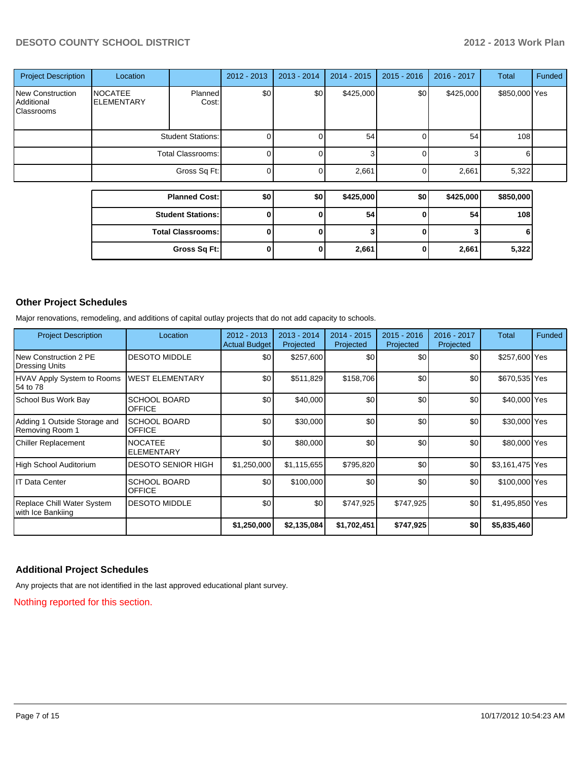| Project Description | Location | | 2012 - 2013 | 2013 - 2014 | 2014 - 2015 | 2015 - 2016 | 2016 - 2017 | Total | Funded |
|---|---|---|---|---|---|---|---|---|---|
| New Construction Additional Classrooms | NOCATEE ELEMENTARY | Planned Cost: | $0 | $0 | $425,000 | $0 | $425,000 | $850,000 | Yes |
| | | Student Stations: | 0 | 0 | 54 | 0 | 54 | 108 | |
| | | Total Classrooms: | 0 | 0 | 3 | 0 | 3 | 6 | |
| | | Gross Sq Ft: | 0 | 0 | 2,661 | 0 | 2,661 | 5,322 | |

| | 2012 - 2013 | 2013 - 2014 | 2014 - 2015 | 2015 - 2016 | 2016 - 2017 | Total |
|---|---|---|---|---|---|---|
| **Planned Cost:** | **$0** | **$0** | **$425,000** | **$0** | **$425,000** | **$850,000** |
| **Student Stations:** | **0** | **0** | **54** | **0** | **54** | **108** |
| **Total Classrooms:** | **0** | **0** | **3** | **0** | **3** | **6** |
| **Gross Sq Ft:** | **0** | **0** | **2,661** | **0** | **2,661** | **5,322** |

## Other Project Schedules

Major renovations, remodeling, and additions of capital outlay projects that do not add capacity to schools.

| Project Description | Location | 2012 - 2013 Actual Budget | 2013 - 2014 Projected | 2014 - 2015 Projected | 2015 - 2016 Projected | 2016 - 2017 Projected | Total | Funded |
|---|---|---|---|---|---|---|---|---|
| New Construction 2 PE Dressing Units | DESOTO MIDDLE | $0 | $257,600 | $0 | $0 | $0 | $257,600 | Yes |
| HVAV Apply System to Rooms 54 to 78 | WEST ELEMENTARY | $0 | $511,829 | $158,706 | $0 | $0 | $670,535 | Yes |
| School Bus Work Bay | SCHOOL BOARD OFFICE | $0 | $40,000 | $0 | $0 | $0 | $40,000 | Yes |
| Adding 1 Outside Storage and Removing Room 1 | SCHOOL BOARD OFFICE | $0 | $30,000 | $0 | $0 | $0 | $30,000 | Yes |
| Chiller Replacement | NOCATEE ELEMENTARY | $0 | $80,000 | $0 | $0 | $0 | $80,000 | Yes |
| High School Auditorium | DESOTO SENIOR HIGH | $1,250,000 | $1,115,655 | $795,820 | $0 | $0 | $3,161,475 | Yes |
| IT Data Center | SCHOOL BOARD OFFICE | $0 | $100,000 | $0 | $0 | $0 | $100,000 | Yes |
| Replace Chill Water System with Ice Bankiing | DESOTO MIDDLE | $0 | $0 | $747,925 | $747,925 | $0 | $1,495,850 | Yes |
| | | **$1,250,000** | **$2,135,084** | **$1,702,451** | **$747,925** | **$0** | **$5,835,460** | |

## Additional Project Schedules

Any projects that are not identified in the last approved educational plant survey.

Nothing reported for this section.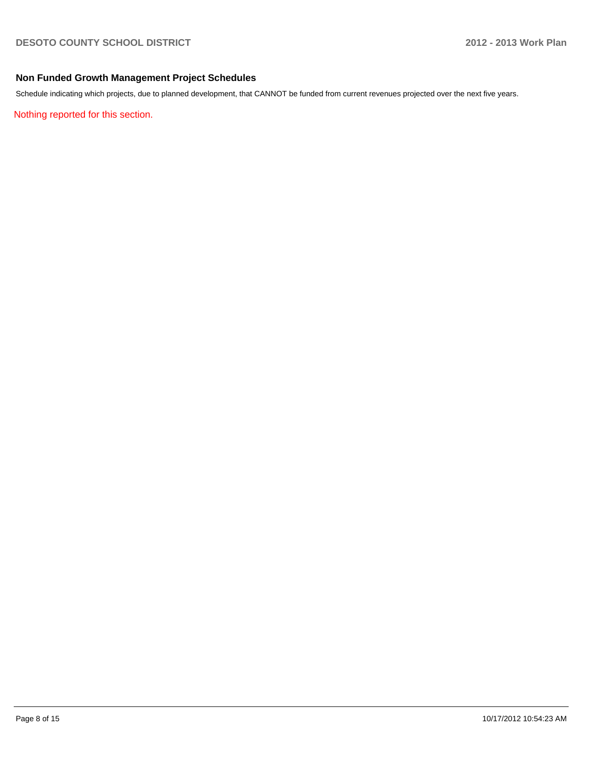## Non Funded Growth Management Project Schedules

Schedule indicating which projects, due to planned development, that CANNOT be funded from current revenues projected over the next five years.

Nothing reported for this section.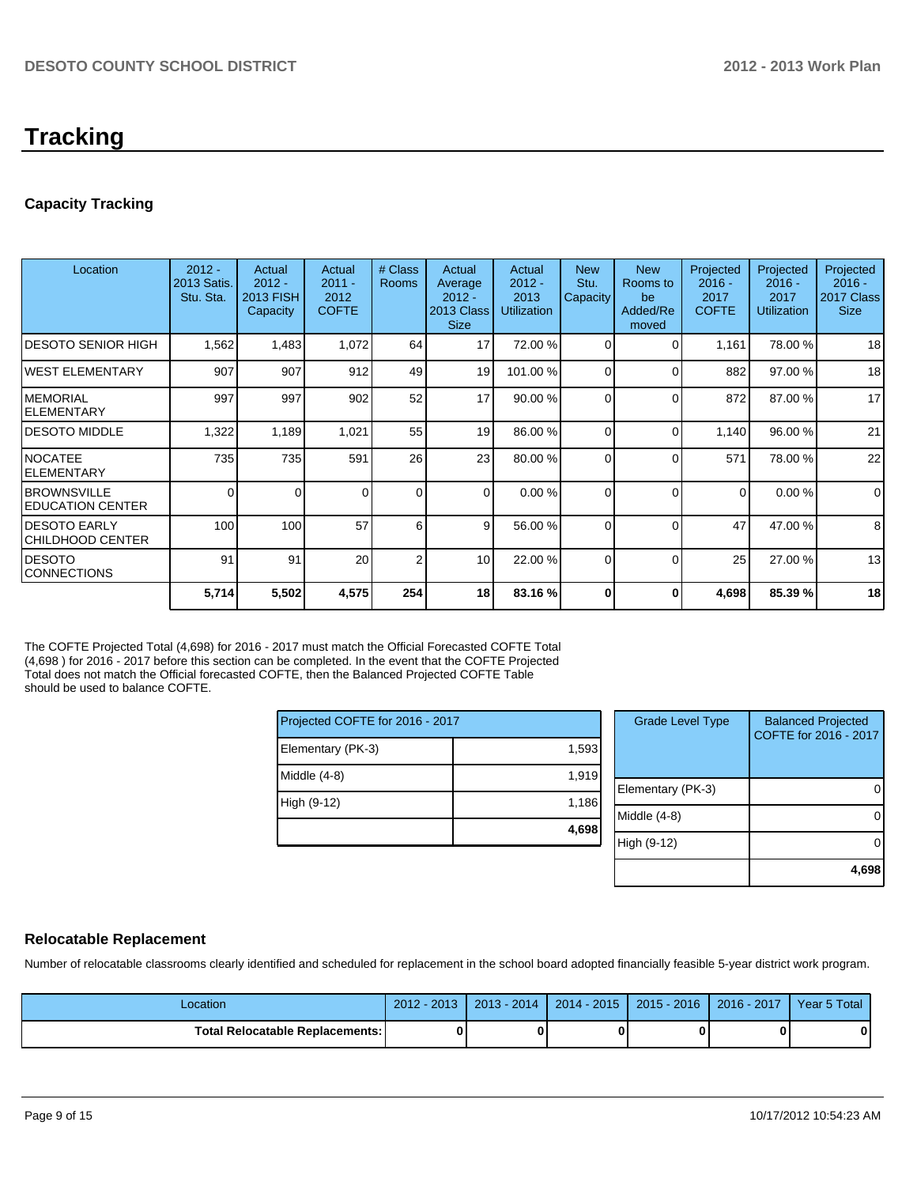# Tracking

## Capacity Tracking

| Location | 2012 - 2013 Satis. Stu. Sta. | Actual 2012 - 2013 FISH Capacity | Actual 2011 - 2012 COFTE | # Class Rooms | Actual Average 2012 - 2013 Class Size | Actual 2012 - 2013 Utilization | New Stu. Capacity | New Rooms to be Added/Removed | Projected 2016 - 2017 COFTE | Projected 2016 - 2017 Utilization | Projected 2016 - 2017 Class Size |
|---|---|---|---|---|---|---|---|---|---|---|---|
| DESOTO SENIOR HIGH | 1,562 | 1,483 | 1,072 | 64 | 17 | 72.00 % | 0 | 0 | 1,161 | 78.00 % | 18 |
| WEST ELEMENTARY | 907 | 907 | 912 | 49 | 19 | 101.00 % | 0 | 0 | 882 | 97.00 % | 18 |
| MEMORIAL ELEMENTARY | 997 | 997 | 902 | 52 | 17 | 90.00 % | 0 | 0 | 872 | 87.00 % | 17 |
| DESOTO MIDDLE | 1,322 | 1,189 | 1,021 | 55 | 19 | 86.00 % | 0 | 0 | 1,140 | 96.00 % | 21 |
| NOCATEE ELEMENTARY | 735 | 735 | 591 | 26 | 23 | 80.00 % | 0 | 0 | 571 | 78.00 % | 22 |
| BROWNSVILLE EDUCATION CENTER | 0 | 0 | 0 | 0 | 0 | 0.00 % | 0 | 0 | 0 | 0.00 % | 0 |
| DESOTO EARLY CHILDHOOD CENTER | 100 | 100 | 57 | 6 | 9 | 56.00 % | 0 | 0 | 47 | 47.00 % | 8 |
| DESOTO CONNECTIONS | 91 | 91 | 20 | 2 | 10 | 22.00 % | 0 | 0 | 25 | 27.00 % | 13 |
| | **5,714** | **5,502** | **4,575** | **254** | **18** | **83.16 %** | **0** | **0** | **4,698** | **85.39 %** | **18** |

The COFTE Projected Total (4,698) for 2016 - 2017 must match the Official Forecasted COFTE Total (4,698 ) for 2016 - 2017 before this section can be completed. In the event that the COFTE Projected Total does not match the Official forecasted COFTE, then the Balanced Projected COFTE Table should be used to balance COFTE.

| Projected COFTE for 2016 - 2017 | |
|---|---|
| Elementary (PK-3) | 1,593 |
| Middle (4-8) | 1,919 |
| High (9-12) | 1,186 |
| | **4,698** |

| Grade Level Type | Balanced Projected COFTE for 2016 - 2017 |
|---|---|
| Elementary (PK-3) | 0 |
| Middle (4-8) | 0 |
| High (9-12) | 0 |
| | **4,698** |

## Relocatable Replacement

Number of relocatable classrooms clearly identified and scheduled for replacement in the school board adopted financially feasible 5-year district work program.

| Location | 2012 - 2013 | 2013 - 2014 | 2014 - 2015 | 2015 - 2016 | 2016 - 2017 | Year 5 Total |
|---|---|---|---|---|---|---|
| **Total Relocatable Replacements:** | **0** | **0** | **0** | **0** | **0** | **0** |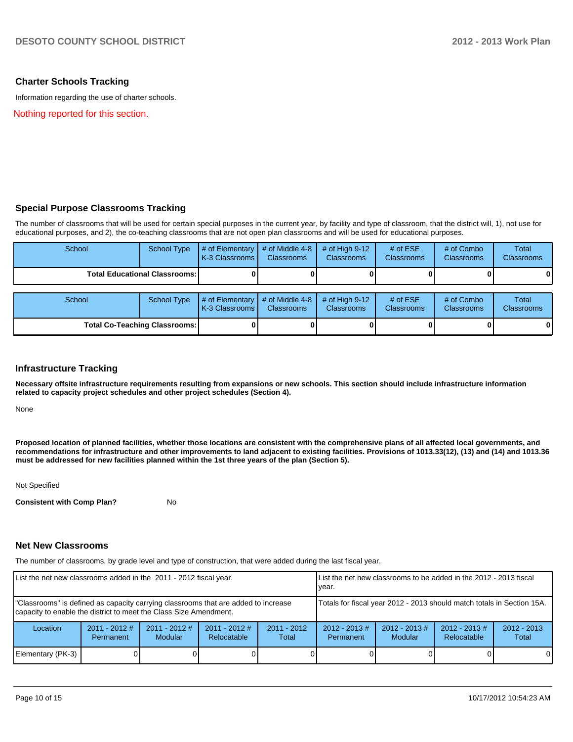## Charter Schools Tracking

Information regarding the use of charter schools.

Nothing reported for this section.

## Special Purpose Classrooms Tracking

The number of classrooms that will be used for certain special purposes in the current year, by facility and type of classroom, that the district will, 1), not use for educational purposes, and 2), the co-teaching classrooms that are not open plan classrooms and will be used for educational purposes.

| School | School Type | # of Elementary K-3 Classrooms | # of Middle 4-8 Classrooms | # of High 9-12 Classrooms | # of ESE Classrooms | # of Combo Classrooms | Total Classrooms |
|---|---|---|---|---|---|---|---|
| **Total Educational Classrooms:** | | **0** | **0** | **0** | **0** | **0** | **0** |

| School | School Type | # of Elementary K-3 Classrooms | # of Middle 4-8 Classrooms | # of High 9-12 Classrooms | # of ESE Classrooms | # of Combo Classrooms | Total Classrooms |
|---|---|---|---|---|---|---|---|
| **Total Co-Teaching Classrooms:** | | **0** | **0** | **0** | **0** | **0** | **0** |

## Infrastructure Tracking

**Necessary offsite infrastructure requirements resulting from expansions or new schools. This section should include infrastructure information related to capacity project schedules and other project schedules (Section 4).**

None

**Proposed location of planned facilities, whether those locations are consistent with the comprehensive plans of all affected local governments, and recommendations for infrastructure and other improvements to land adjacent to existing facilities. Provisions of 1013.33(12), (13) and (14) and 1013.36 must be addressed for new facilities planned within the 1st three years of the plan (Section 5).**

Not Specified

**Consistent with Comp Plan?** No

## Net New Classrooms

The number of classrooms, by grade level and type of construction, that were added during the last fiscal year.

| List the net new classrooms added in the 2011 - 2012 fiscal year. | | | | | List the net new classrooms to be added in the 2012 - 2013 fiscal year. | | | |
|---|---|---|---|---|---|---|---|---|
| "Classrooms" is defined as capacity carrying classrooms that are added to increase capacity to enable the district to meet the Class Size Amendment. | | | | | Totals for fiscal year 2012 - 2013 should match totals in Section 15A. | | | |
| Location | 2011 - 2012 # Permanent | 2011 - 2012 # Modular | 2011 - 2012 # Relocatable | 2011 - 2012 Total | 2012 - 2013 # Permanent | 2012 - 2013 # Modular | 2012 - 2013 # Relocatable | 2012 - 2013 Total |
| Elementary (PK-3) | 0 | 0 | 0 | 0 | 0 | 0 | 0 | 0 |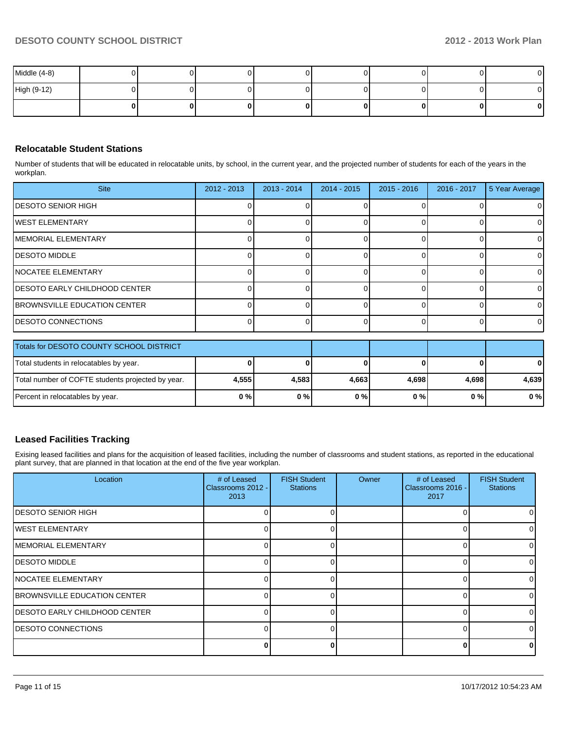| | | | | | | | | |
|---|---|---|---|---|---|---|---|---|
| Middle (4-8) | 0 | 0 | 0 | 0 | 0 | 0 | 0 | 0 |
| High (9-12) | 0 | 0 | 0 | 0 | 0 | 0 | 0 | 0 |
| | **0** | **0** | **0** | **0** | **0** | **0** | **0** | **0** |

## Relocatable Student Stations

Number of students that will be educated in relocatable units, by school, in the current year, and the projected number of students for each of the years in the workplan.

| Site | 2012 - 2013 | 2013 - 2014 | 2014 - 2015 | 2015 - 2016 | 2016 - 2017 | 5 Year Average |
|---|---|---|---|---|---|---|
| DESOTO SENIOR HIGH | 0 | 0 | 0 | 0 | 0 | 0 |
| WEST ELEMENTARY | 0 | 0 | 0 | 0 | 0 | 0 |
| MEMORIAL ELEMENTARY | 0 | 0 | 0 | 0 | 0 | 0 |
| DESOTO MIDDLE | 0 | 0 | 0 | 0 | 0 | 0 |
| NOCATEE ELEMENTARY | 0 | 0 | 0 | 0 | 0 | 0 |
| DESOTO EARLY CHILDHOOD CENTER | 0 | 0 | 0 | 0 | 0 | 0 |
| BROWNSVILLE EDUCATION CENTER | 0 | 0 | 0 | 0 | 0 | 0 |
| DESOTO CONNECTIONS | 0 | 0 | 0 | 0 | 0 | 0 |

| Totals for DESOTO COUNTY SCHOOL DISTRICT | | | | | | |
|---|---|---|---|---|---|---|
| Total students in relocatables by year. | **0** | **0** | **0** | **0** | **0** | **0** |
| Total number of COFTE students projected by year. | **4,555** | **4,583** | **4,663** | **4,698** | **4,698** | **4,639** |
| Percent in relocatables by year. | **0 %** | **0 %** | **0 %** | **0 %** | **0 %** | **0 %** |

## Leased Facilities Tracking

Exising leased facilities and plans for the acquisition of leased facilities, including the number of classrooms and student stations, as reported in the educational plant survey, that are planned in that location at the end of the five year workplan.

| Location | # of Leased Classrooms 2012 - 2013 | FISH Student Stations | Owner | # of Leased Classrooms 2016 - 2017 | FISH Student Stations |
|---|---|---|---|---|---|
| DESOTO SENIOR HIGH | 0 | 0 | | 0 | 0 |
| WEST ELEMENTARY | 0 | 0 | | 0 | 0 |
| MEMORIAL ELEMENTARY | 0 | 0 | | 0 | 0 |
| DESOTO MIDDLE | 0 | 0 | | 0 | 0 |
| NOCATEE ELEMENTARY | 0 | 0 | | 0 | 0 |
| BROWNSVILLE EDUCATION CENTER | 0 | 0 | | 0 | 0 |
| DESOTO EARLY CHILDHOOD CENTER | 0 | 0 | | 0 | 0 |
| DESOTO CONNECTIONS | 0 | 0 | | 0 | 0 |
| | **0** | **0** | | **0** | **0** |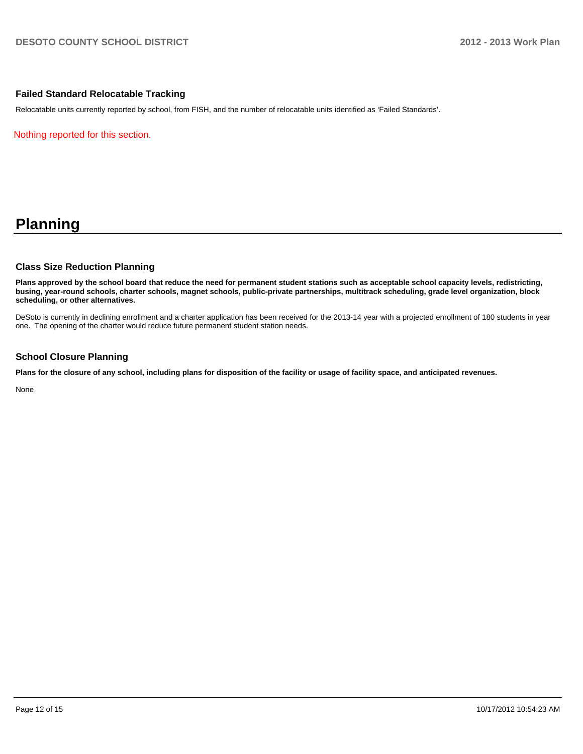### Failed Standard Relocatable Tracking

Relocatable units currently reported by school, from FISH, and the number of relocatable units identified as 'Failed Standards'.

Nothing reported for this section.

# Planning

### Class Size Reduction Planning

**Plans approved by the school board that reduce the need for permanent student stations such as acceptable school capacity levels, redistricting, busing, year-round schools, charter schools, magnet schools, public-private partnerships, multitrack scheduling, grade level organization, block scheduling, or other alternatives.**

DeSoto is currently in declining enrollment and a charter application has been received for the 2013-14 year with a projected enrollment of 180 students in year one. The opening of the charter would reduce future permanent student station needs.

### School Closure Planning

**Plans for the closure of any school, including plans for disposition of the facility or usage of facility space, and anticipated revenues.**

None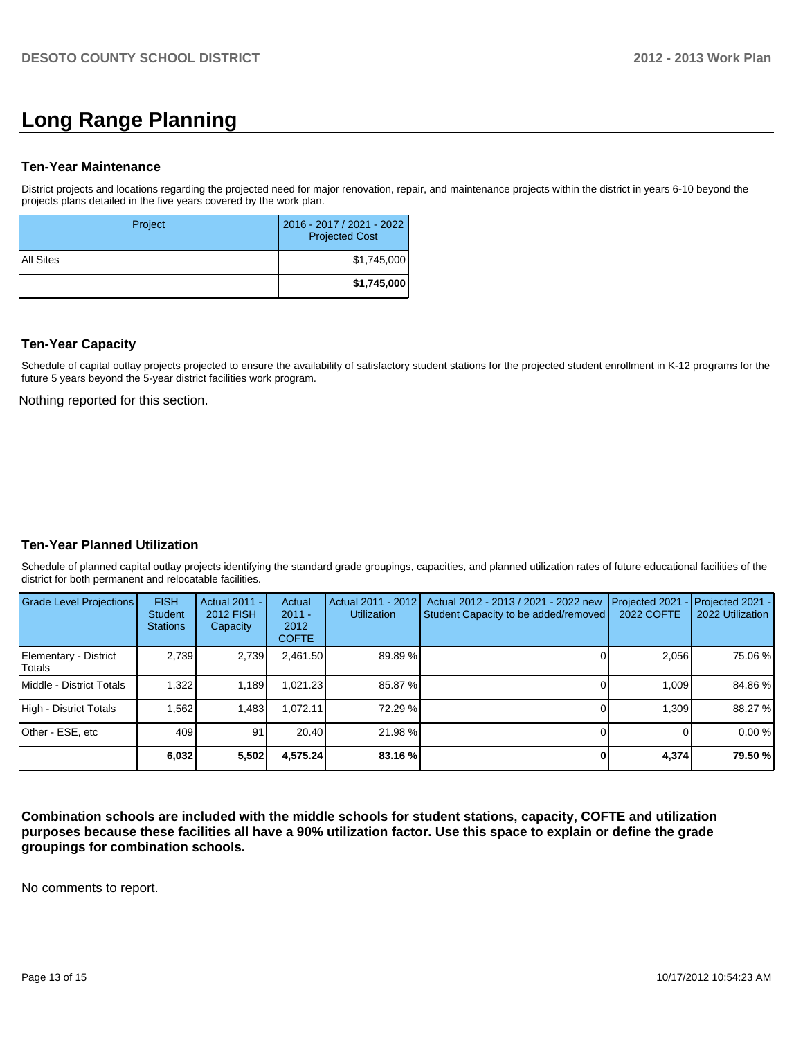# Long Range Planning

### Ten-Year Maintenance

District projects and locations regarding the projected need for major renovation, repair, and maintenance projects within the district in years 6-10 beyond the projects plans detailed in the five years covered by the work plan.

| Project | 2016 - 2017 / 2021 - 2022 Projected Cost |
|---|---|
| All Sites | $1,745,000 |
| | **$1,745,000** |

### Ten-Year Capacity

Schedule of capital outlay projects projected to ensure the availability of satisfactory student stations for the projected student enrollment in K-12 programs for the future 5 years beyond the 5-year district facilities work program.

Nothing reported for this section.

### Ten-Year Planned Utilization

Schedule of planned capital outlay projects identifying the standard grade groupings, capacities, and planned utilization rates of future educational facilities of the district for both permanent and relocatable facilities.

| Grade Level Projections | FISH Student Stations | Actual 2011 - 2012 FISH Capacity | Actual 2011 - 2012 COFTE | Actual 2011 - 2012 Utilization | Actual 2012 - 2013 / 2021 - 2022 new Student Capacity to be added/removed | Projected 2021 - 2022 COFTE | Projected 2021 - 2022 Utilization |
|---|---|---|---|---|---|---|---|
| Elementary - District Totals | 2,739 | 2,739 | 2,461.50 | 89.89 % | 0 | 2,056 | 75.06 % |
| Middle - District Totals | 1,322 | 1,189 | 1,021.23 | 85.87 % | 0 | 1,009 | 84.86 % |
| High - District Totals | 1,562 | 1,483 | 1,072.11 | 72.29 % | 0 | 1,309 | 88.27 % |
| Other - ESE, etc | 409 | 91 | 20.40 | 21.98 % | 0 | 0 | 0.00 % |
| | **6,032** | **5,502** | **4,575.24** | **83.16 %** | **0** | **4,374** | **79.50 %** |

**Combination schools are included with the middle schools for student stations, capacity, COFTE and utilization purposes because these facilities all have a 90% utilization factor. Use this space to explain or define the grade groupings for combination schools.**

No comments to report.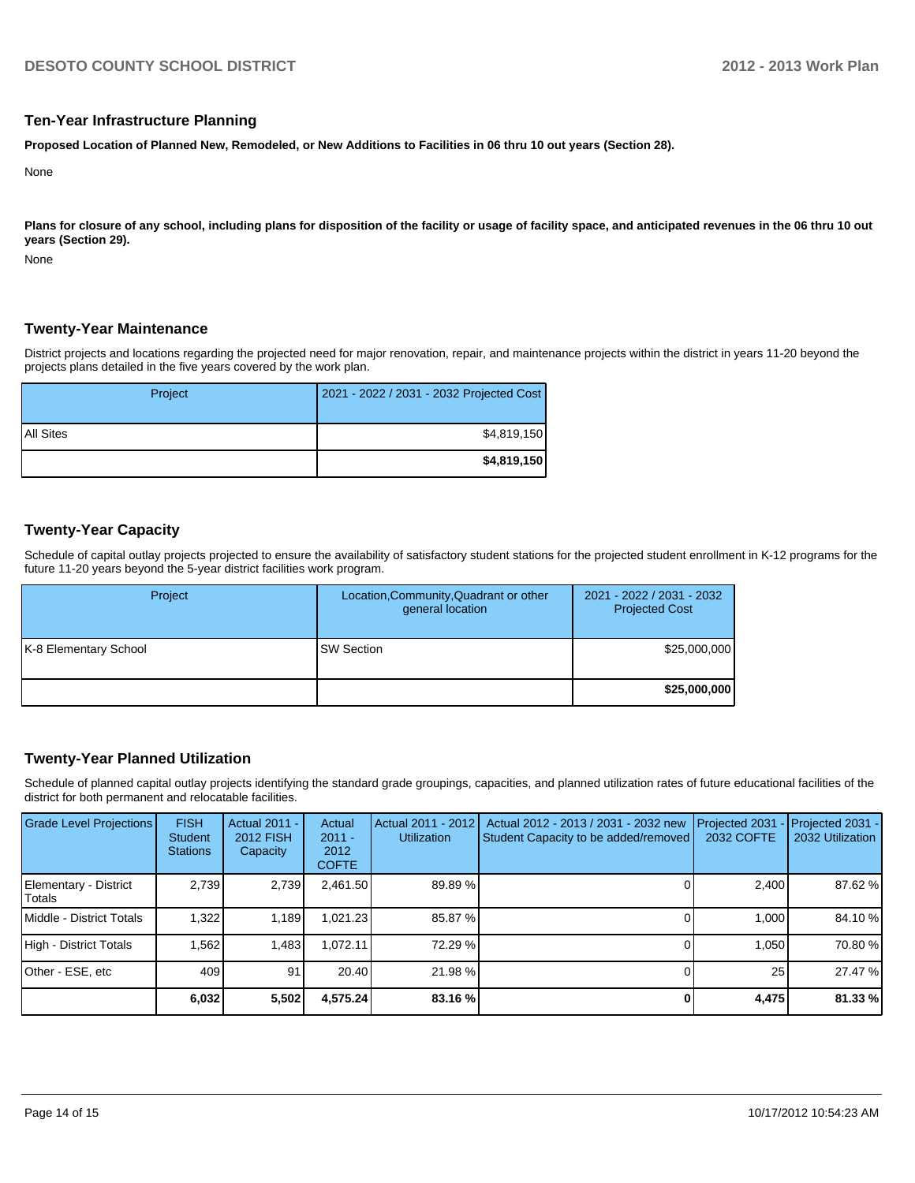## Ten-Year Infrastructure Planning

**Proposed Location of Planned New, Remodeled, or New Additions to Facilities in 06 thru 10 out years (Section 28).**

None

**Plans for closure of any school, including plans for disposition of the facility or usage of facility space, and anticipated revenues in the 06 thru 10 out years (Section 29).**

None

## Twenty-Year Maintenance

District projects and locations regarding the projected need for major renovation, repair, and maintenance projects within the district in years 11-20 beyond the projects plans detailed in the five years covered by the work plan.

| Project | 2021 - 2022 / 2031 - 2032 Projected Cost |
|---|---|
| All Sites | $4,819,150 |
| | **$4,819,150** |

## Twenty-Year Capacity

Schedule of capital outlay projects projected to ensure the availability of satisfactory student stations for the projected student enrollment in K-12 programs for the future 11-20 years beyond the 5-year district facilities work program.

| Project | Location,Community,Quadrant or other general location | 2021 - 2022 / 2031 - 2032 Projected Cost |
|---|---|---|
| K-8 Elementary School | SW Section | $25,000,000 |
| | | **$25,000,000** |

## Twenty-Year Planned Utilization

Schedule of planned capital outlay projects identifying the standard grade groupings, capacities, and planned utilization rates of future educational facilities of the district for both permanent and relocatable facilities.

| Grade Level Projections | FISH Student Stations | Actual 2011 - 2012 FISH Capacity | Actual 2011 - 2012 COFTE | Actual 2011 - 2012 Utilization | Actual 2012 - 2013 / 2031 - 2032 new Student Capacity to be added/removed | Projected 2031 - 2032 COFTE | Projected 2031 - 2032 Utilization |
|---|---|---|---|---|---|---|---|
| Elementary - District Totals | 2,739 | 2,739 | 2,461.50 | 89.89 % | 0 | 2,400 | 87.62 % |
| Middle - District Totals | 1,322 | 1,189 | 1,021.23 | 85.87 % | 0 | 1,000 | 84.10 % |
| High - District Totals | 1,562 | 1,483 | 1,072.11 | 72.29 % | 0 | 1,050 | 70.80 % |
| Other - ESE, etc | 409 | 91 | 20.40 | 21.98 % | 0 | 25 | 27.47 % |
| | **6,032** | **5,502** | **4,575.24** | **83.16 %** | **0** | **4,475** | **81.33 %** |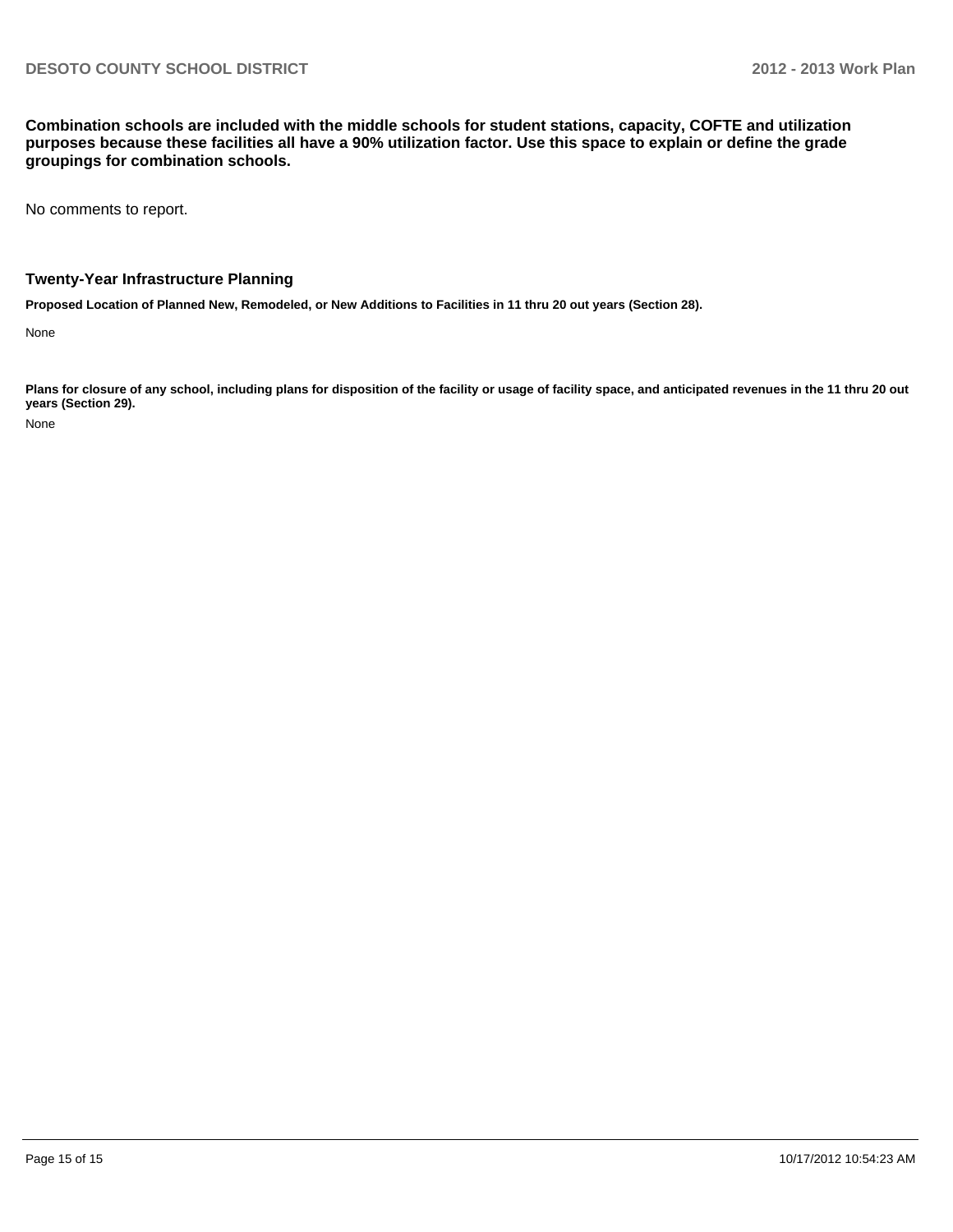**Combination schools are included with the middle schools for student stations, capacity, COFTE and utilization purposes because these facilities all have a 90% utilization factor. Use this space to explain or define the grade groupings for combination schools.**

No comments to report.

## Twenty-Year Infrastructure Planning

**Proposed Location of Planned New, Remodeled, or New Additions to Facilities in 11 thru 20 out years (Section 28).**

None

**Plans for closure of any school, including plans for disposition of the facility or usage of facility space, and anticipated revenues in the 11 thru 20 out years (Section 29).**

None